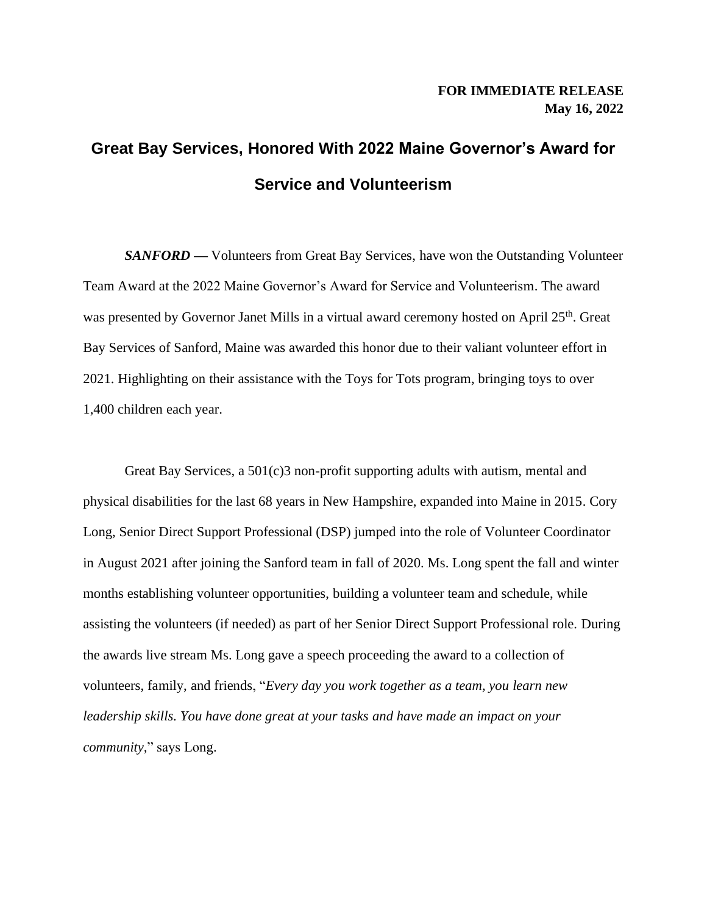**FOR IMMEDIATE RELEASE**
**May 16, 2022**

# Great Bay Services, Honored With 2022 Maine Governor's Award for Service and Volunteerism

***SANFORD*** — Volunteers from Great Bay Services, have won the Outstanding Volunteer Team Award at the 2022 Maine Governor's Award for Service and Volunteerism. The award was presented by Governor Janet Mills in a virtual award ceremony hosted on April 25th. Great Bay Services of Sanford, Maine was awarded this honor due to their valiant volunteer effort in 2021. Highlighting on their assistance with the Toys for Tots program, bringing toys to over 1,400 children each year.

Great Bay Services, a 501(c)3 non-profit supporting adults with autism, mental and physical disabilities for the last 68 years in New Hampshire, expanded into Maine in 2015. Cory Long, Senior Direct Support Professional (DSP) jumped into the role of Volunteer Coordinator in August 2021 after joining the Sanford team in fall of 2020. Ms. Long spent the fall and winter months establishing volunteer opportunities, building a volunteer team and schedule, while assisting the volunteers (if needed) as part of her Senior Direct Support Professional role. During the awards live stream Ms. Long gave a speech proceeding the award to a collection of volunteers, family, and friends, "*Every day you work together as a team, you learn new leadership skills. You have done great at your tasks and have made an impact on your community*," says Long.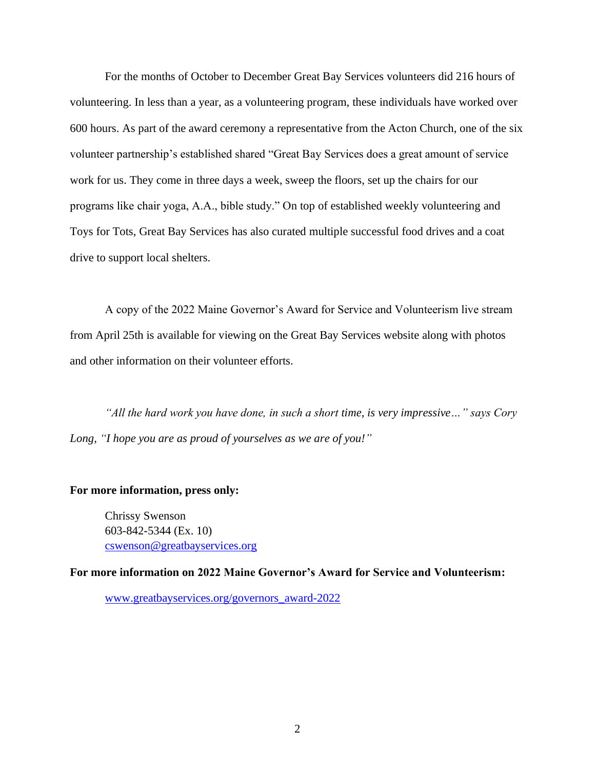For the months of October to December Great Bay Services volunteers did 216 hours of volunteering. In less than a year, as a volunteering program, these individuals have worked over 600 hours. As part of the award ceremony a representative from the Acton Church, one of the six volunteer partnership's established shared "Great Bay Services does a great amount of service work for us. They come in three days a week, sweep the floors, set up the chairs for our programs like chair yoga, A.A., bible study." On top of established weekly volunteering and Toys for Tots, Great Bay Services has also curated multiple successful food drives and a coat drive to support local shelters.

A copy of the 2022 Maine Governor's Award for Service and Volunteerism live stream from April 25th is available for viewing on the Great Bay Services website along with photos and other information on their volunteer efforts.

*"All the hard work you have done, in such a short time, is very impressive…" says Cory Long, "I hope you are as proud of yourselves as we are of you!"*

**For more information, press only:**

Chrissy Swenson
603-842-5344 (Ex. 10)
cswenson@greatbayservices.org

**For more information on 2022 Maine Governor's Award for Service and Volunteerism:**

www.greatbayservices.org/governors_award-2022